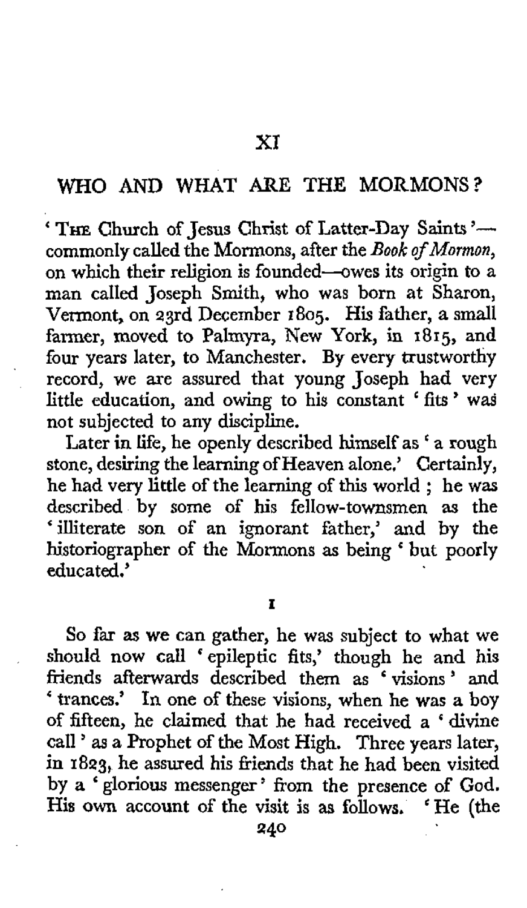# XI

## WHO AND WHAT ARE THE MORMONS?

'The Church of Jesus Christ of Latter-Day Saints'—commonly called the Mormons, after the *Book of Mormon*, on which their religion is founded—owes its origin to a man called Joseph Smith, who was born at Sharon, Vermont, on 23rd December 1805. His father, a small farmer, moved to Palmyra, New York, in 1815, and four years later, to Manchester. By every trustworthy record, we are assured that young Joseph had very little education, and owing to his constant 'fits' was not subjected to any discipline.

Later in life, he openly described himself as 'a rough stone, desiring the learning of Heaven alone.' Certainly, he had very little of the learning of this world; he was described by some of his fellow-townsmen as the 'illiterate son of an ignorant father,' and by the historiographer of the Mormons as being 'but poorly educated.'

### I

So far as we can gather, he was subject to what we should now call 'epileptic fits,' though he and his friends afterwards described them as 'visions' and 'trances.' In one of these visions, when he was a boy of fifteen, he claimed that he had received a 'divine call' as a Prophet of the Most High. Three years later, in 1823, he assured his friends that he had been visited by a 'glorious messenger' from the presence of God. His own account of the visit is as follows. 'He (the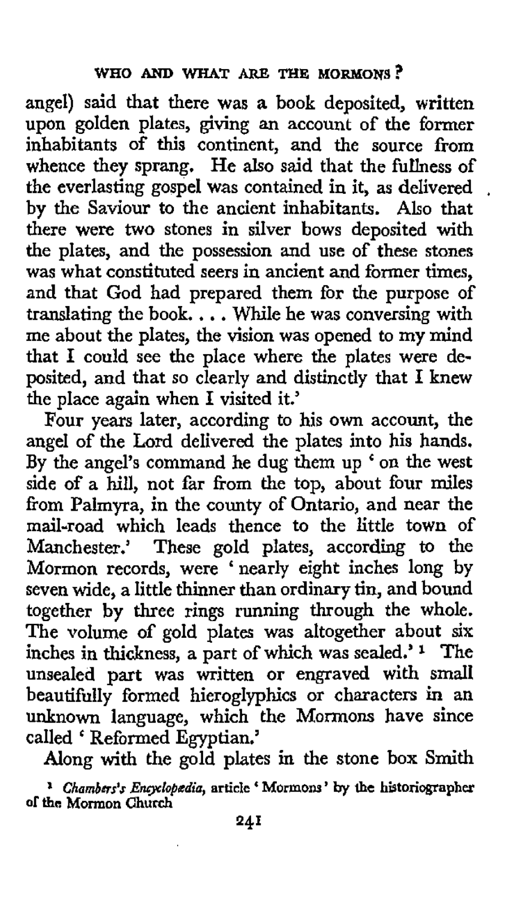angel) said that there was a book deposited, written upon golden plates, giving an account of the former inhabitants of this continent, and the source from whence they sprang. He also said that the fullness of the everlasting gospel was contained in it, as delivered by the Saviour to the ancient inhabitants. Also that there were two stones in silver bows deposited with the plates, and the possession and use of these stones was what constituted seers in ancient and former times, and that God had prepared them for the purpose of translating the book. . . . While he was conversing with me about the plates, the vision was opened to my mind that I could see the place where the plates were deposited, and that so clearly and distinctly that I knew the place again when I visited it.'

Four years later, according to his own account, the angel of the Lord delivered the plates into his hands. By the angel's command he dug them up ' on the west side of a hill, not far from the top, about four miles from Palmyra, in the county of Ontario, and near the mail-road which leads thence to the little town of Manchester.' These gold plates, according to the Mormon records, were ' nearly eight inches long by seven wide, a little thinner than ordinary tin, and bound together by three rings running through the whole. The volume of gold plates was altogether about six inches in thickness, a part of which was sealed.' [1] The unsealed part was written or engraved with small beautifully formed hieroglyphics or characters in an unknown language, which the Mormons have since called ' Reformed Egyptian.'

Along with the gold plates in the stone box Smith

[1] *Chambers's Encyclopædia*, article ' Mormons ' by the historiographer of the Mormon Church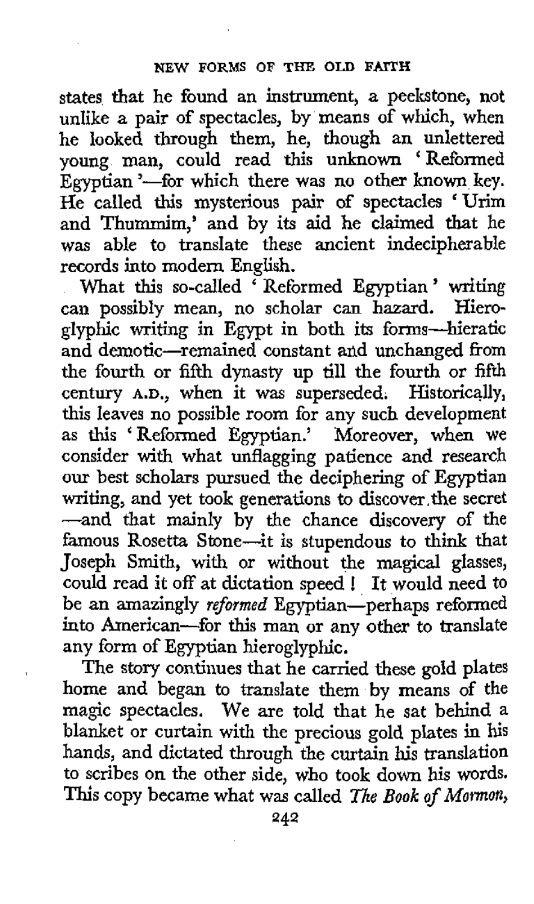states that he found an instrument, a peekstone, not unlike a pair of spectacles, by means of which, when he looked through them, he, though an unlettered young man, could read this unknown 'Reformed Egyptian'—for which there was no other known key. He called this mysterious pair of spectacles 'Urim and Thummim,' and by its aid he claimed that he was able to translate these ancient indecipherable records into modern English.

What this so-called 'Reformed Egyptian' writing can possibly mean, no scholar can hazard. Hieroglyphic writing in Egypt in both its forms—hieratic and demotic—remained constant and unchanged from the fourth or fifth dynasty up till the fourth or fifth century A.D., when it was superseded. Historically, this leaves no possible room for any such development as this 'Reformed Egyptian.' Moreover, when we consider with what unflagging patience and research our best scholars pursued the deciphering of Egyptian writing, and yet took generations to discover the secret—and that mainly by the chance discovery of the famous Rosetta Stone—it is stupendous to think that Joseph Smith, with or without the magical glasses, could read it off at dictation speed! It would need to be an amazingly *reformed* Egyptian—perhaps reformed into American—for this man or any other to translate any form of Egyptian hieroglyphic.

The story continues that he carried these gold plates home and began to translate them by means of the magic spectacles. We are told that he sat behind a blanket or curtain with the precious gold plates in his hands, and dictated through the curtain his translation to scribes on the other side, who took down his words. This copy became what was called *The Book of Mormon*,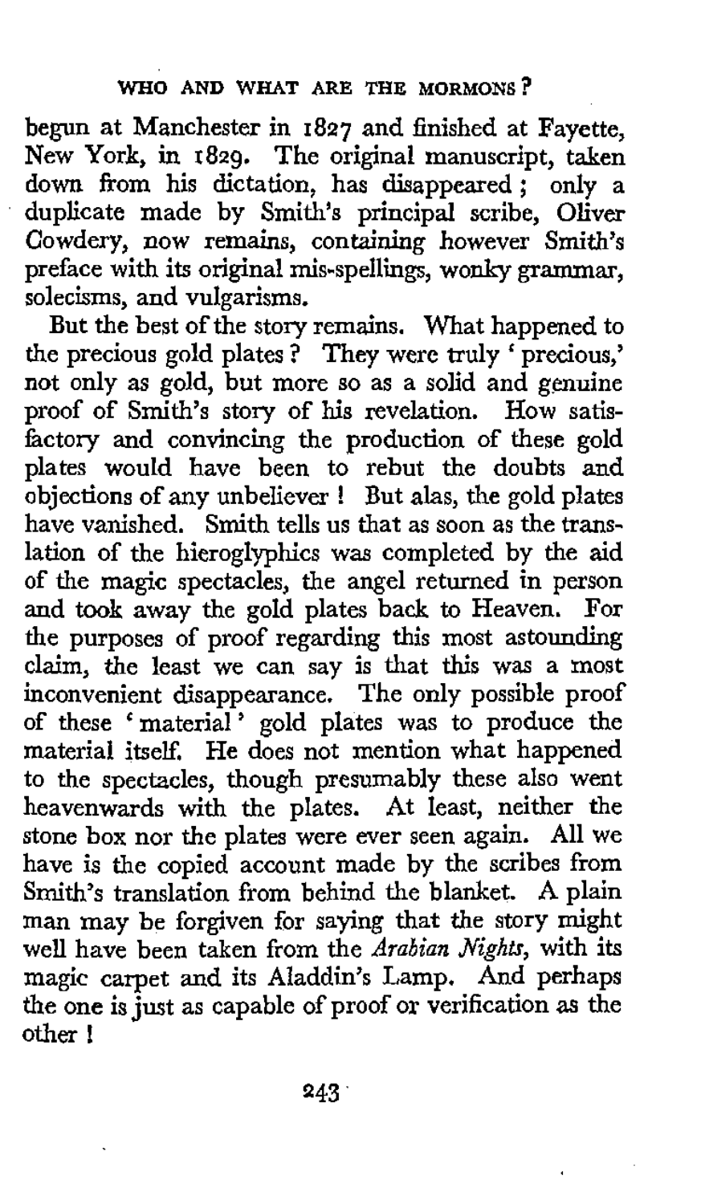begun at Manchester in 1827 and finished at Fayette, New York, in 1829. The original manuscript, taken down from his dictation, has disappeared; only a duplicate made by Smith's principal scribe, Oliver Cowdery, now remains, containing however Smith's preface with its original mis-spellings, wonky grammar, solecisms, and vulgarisms.

But the best of the story remains. What happened to the precious gold plates? They were truly 'precious,' not only as gold, but more so as a solid and genuine proof of Smith's story of his revelation. How satisfactory and convincing the production of these gold plates would have been to rebut the doubts and objections of any unbeliever! But alas, the gold plates have vanished. Smith tells us that as soon as the translation of the hieroglyphics was completed by the aid of the magic spectacles, the angel returned in person and took away the gold plates back to Heaven. For the purposes of proof regarding this most astounding claim, the least we can say is that this was a most inconvenient disappearance. The only possible proof of these 'material' gold plates was to produce the material itself. He does not mention what happened to the spectacles, though presumably these also went heavenwards with the plates. At least, neither the stone box nor the plates were ever seen again. All we have is the copied account made by the scribes from Smith's translation from behind the blanket. A plain man may be forgiven for saying that the story might well have been taken from the *Arabian Nights*, with its magic carpet and its Aladdin's Lamp. And perhaps the one is just as capable of proof or verification as the other!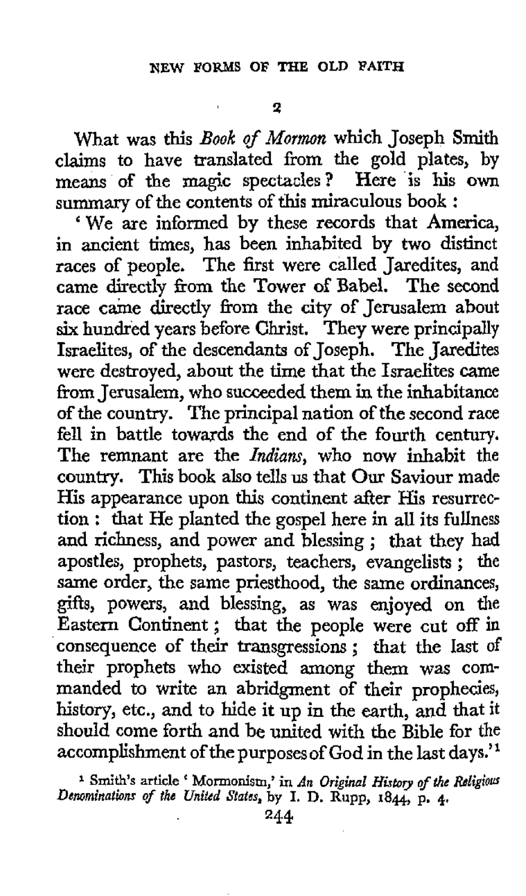## 2

What was this *Book of Mormon* which Joseph Smith claims to have translated from the gold plates, by means of the magic spectacles? Here is his own summary of the contents of this miraculous book:

'We are informed by these records that America, in ancient times, has been inhabited by two distinct races of people. The first were called Jaredites, and came directly from the Tower of Babel. The second race came directly from the city of Jerusalem about six hundred years before Christ. They were principally Israelites, of the descendants of Joseph. The Jaredites were destroyed, about the time that the Israelites came from Jerusalem, who succeeded them in the inhabitance of the country. The principal nation of the second race fell in battle towards the end of the fourth century. The remnant are the *Indians*, who now inhabit the country. This book also tells us that Our Saviour made His appearance upon this continent after His resurrection: that He planted the gospel here in all its fullness and richness, and power and blessing; that they had apostles, prophets, pastors, teachers, evangelists; the same order, the same priesthood, the same ordinances, gifts, powers, and blessing, as was enjoyed on the Eastern Continent; that the people were cut off in consequence of their transgressions; that the last of their prophets who existed among them was commanded to write an abridgment of their prophecies, history, etc., and to hide it up in the earth, and that it should come forth and be united with the Bible for the accomplishment of the purposes of God in the last days.'[1]

[1] Smith's article 'Mormonism,' in *An Original History of the Religious Denominations of the United States*, by I. D. Rupp, 1844, p. 4.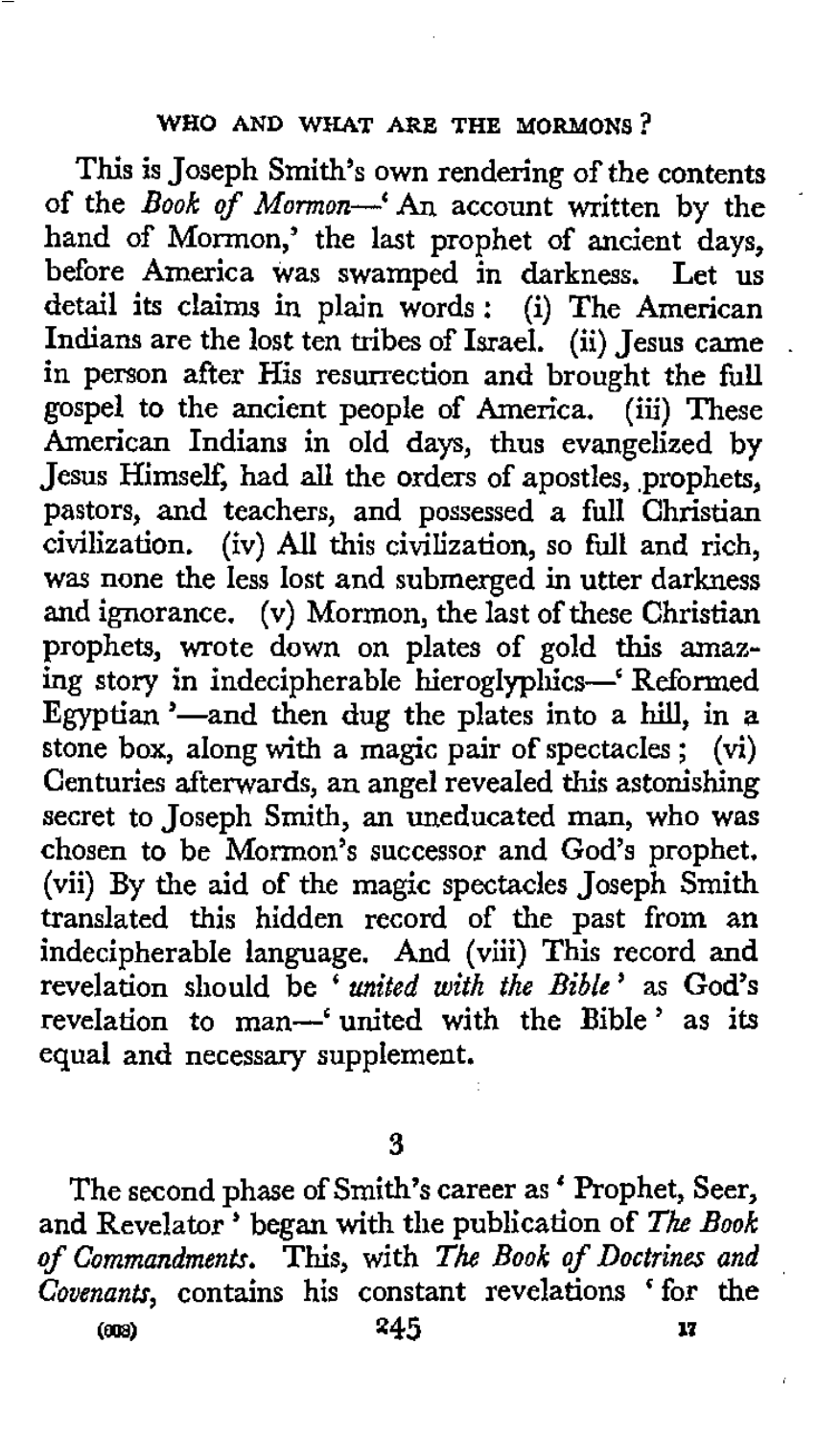This is Joseph Smith's own rendering of the contents of the *Book of Mormon*—' An account written by the hand of Mormon,' the last prophet of ancient days, before America was swamped in darkness. Let us detail its claims in plain words: (i) The American Indians are the lost ten tribes of Israel. (ii) Jesus came in person after His resurrection and brought the full gospel to the ancient people of America. (iii) These American Indians in old days, thus evangelized by Jesus Himself, had all the orders of apostles, prophets, pastors, and teachers, and possessed a full Christian civilization. (iv) All this civilization, so full and rich, was none the less lost and submerged in utter darkness and ignorance. (v) Mormon, the last of these Christian prophets, wrote down on plates of gold this amazing story in indecipherable hieroglyphics—' Reformed Egyptian '—and then dug the plates into a hill, in a stone box, along with a magic pair of spectacles; (vi) Centuries afterwards, an angel revealed this astonishing secret to Joseph Smith, an uneducated man, who was chosen to be Mormon's successor and God's prophet. (vii) By the aid of the magic spectacles Joseph Smith translated this hidden record of the past from an indecipherable language. And (viii) This record and revelation should be '*united with the Bible*' as God's revelation to man—' united with the Bible ' as its equal and necessary supplement.

3

The second phase of Smith's career as ' Prophet, Seer, and Revelator ' began with the publication of *The Book of Commandments*. This, with *The Book of Doctrines and Covenants*, contains his constant revelations ' for the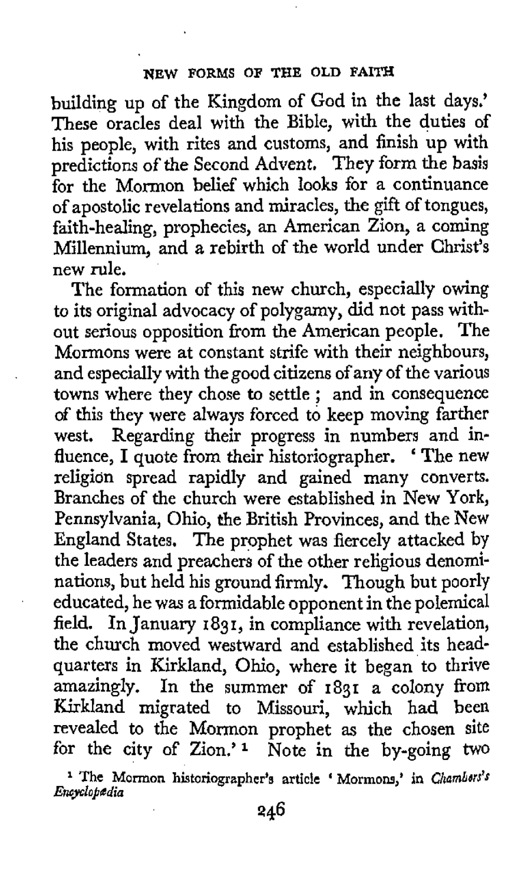building up of the Kingdom of God in the last days.' These oracles deal with the Bible, with the duties of his people, with rites and customs, and finish up with predictions of the Second Advent. They form the basis for the Mormon belief which looks for a continuance of apostolic revelations and miracles, the gift of tongues, faith-healing, prophecies, an American Zion, a coming Millennium, and a rebirth of the world under Christ's new rule.

The formation of this new church, especially owing to its original advocacy of polygamy, did not pass without serious opposition from the American people. The Mormons were at constant strife with their neighbours, and especially with the good citizens of any of the various towns where they chose to settle; and in consequence of this they were always forced to keep moving farther west. Regarding their progress in numbers and influence, I quote from their historiographer. 'The new religion spread rapidly and gained many converts. Branches of the church were established in New York, Pennsylvania, Ohio, the British Provinces, and the New England States. The prophet was fiercely attacked by the leaders and preachers of the other religious denominations, but held his ground firmly. Though but poorly educated, he was a formidable opponent in the polemical field. In January 1831, in compliance with revelation, the church moved westward and established its headquarters in Kirkland, Ohio, where it began to thrive amazingly. In the summer of 1831 a colony from Kirkland migrated to Missouri, which had been revealed to the Mormon prophet as the chosen site for the city of Zion.' [1] Note in the by-going two

[1] The Mormon historiographer's article 'Mormons,' in *Chambers's Encyclopædia*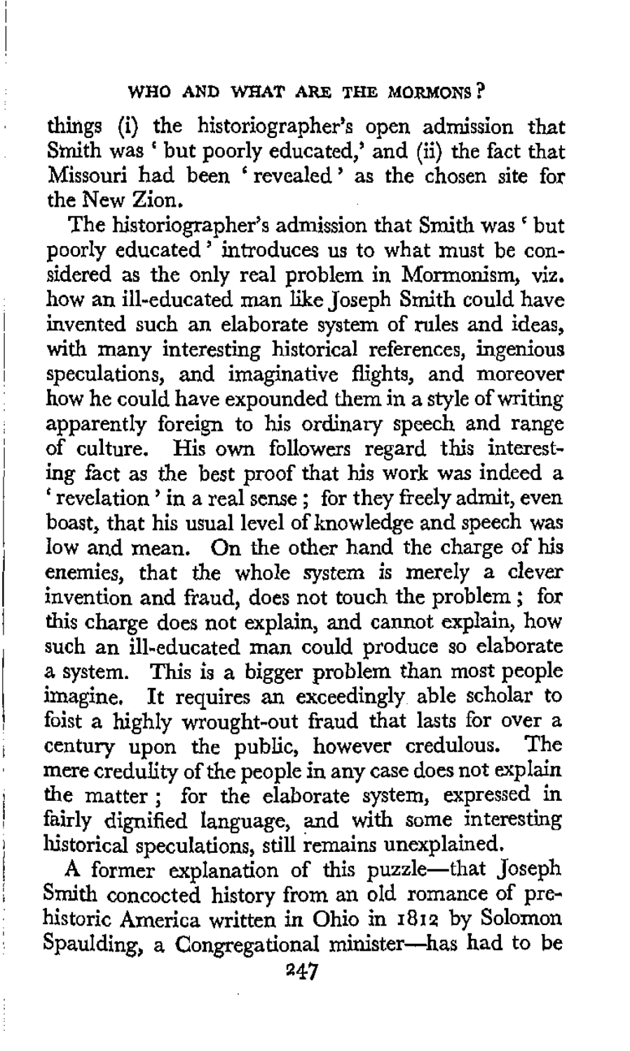things (i) the historiographer's open admission that Smith was ' but poorly educated,' and (ii) the fact that Missouri had been ' revealed ' as the chosen site for the New Zion.

The historiographer's admission that Smith was ' but poorly educated ' introduces us to what must be considered as the only real problem in Mormonism, viz. how an ill-educated man like Joseph Smith could have invented such an elaborate system of rules and ideas, with many interesting historical references, ingenious speculations, and imaginative flights, and moreover how he could have expounded them in a style of writing apparently foreign to his ordinary speech and range of culture. His own followers regard this interesting fact as the best proof that his work was indeed a ' revelation ' in a real sense; for they freely admit, even boast, that his usual level of knowledge and speech was low and mean. On the other hand the charge of his enemies, that the whole system is merely a clever invention and fraud, does not touch the problem; for this charge does not explain, and cannot explain, how such an ill-educated man could produce so elaborate a system. This is a bigger problem than most people imagine. It requires an exceedingly able scholar to foist a highly wrought-out fraud that lasts for over a century upon the public, however credulous. The mere credulity of the people in any case does not explain the matter; for the elaborate system, expressed in fairly dignified language, and with some interesting historical speculations, still remains unexplained.

A former explanation of this puzzle—that Joseph Smith concocted history from an old romance of prehistoric America written in Ohio in 1812 by Solomon Spaulding, a Congregational minister—has had to be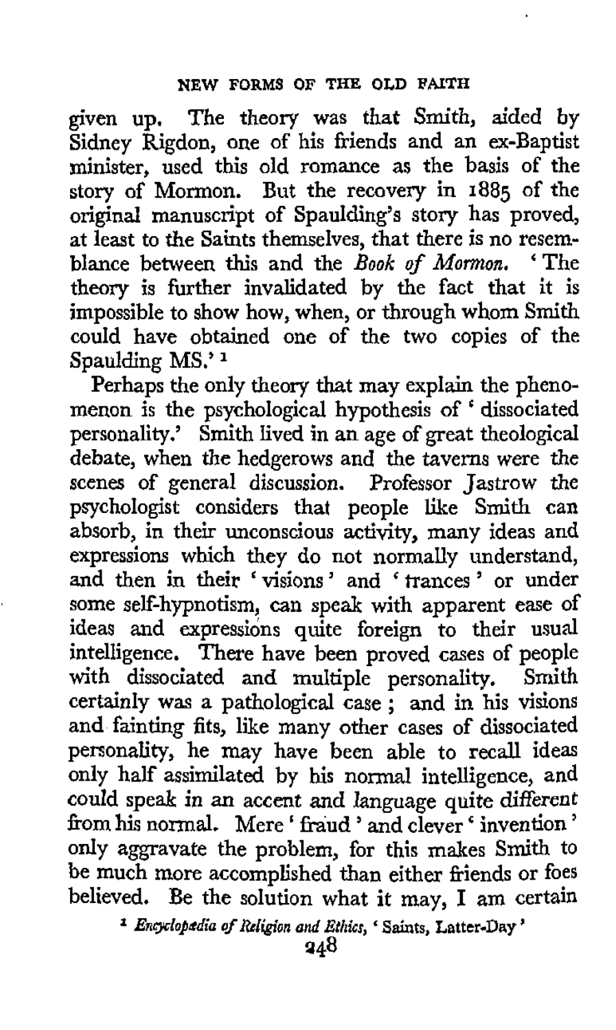given up. The theory was that Smith, aided by Sidney Rigdon, one of his friends and an ex-Baptist minister, used this old romance as the basis of the story of Mormon. But the recovery in 1885 of the original manuscript of Spaulding's story has proved, at least to the Saints themselves, that there is no resemblance between this and the *Book of Mormon*. 'The theory is further invalidated by the fact that it is impossible to show how, when, or through whom Smith could have obtained one of the two copies of the Spaulding MS.'[1]

Perhaps the only theory that may explain the phenomenon is the psychological hypothesis of 'dissociated personality.' Smith lived in an age of great theological debate, when the hedgerows and the taverns were the scenes of general discussion. Professor Jastrow the psychologist considers that people like Smith can absorb, in their unconscious activity, many ideas and expressions which they do not normally understand, and then in their 'visions' and 'trances' or under some self-hypnotism, can speak with apparent ease of ideas and expressions quite foreign to their usual intelligence. There have been proved cases of people with dissociated and multiple personality. Smith certainly was a pathological case; and in his visions and fainting fits, like many other cases of dissociated personality, he may have been able to recall ideas only half assimilated by his normal intelligence, and could speak in an accent and language quite different from his normal. Mere 'fraud' and clever 'invention' only aggravate the problem, for this makes Smith to be much more accomplished than either friends or foes believed. Be the solution what it may, I am certain

[1] *Encyclopædia of Religion and Ethics*, 'Saints, Latter-Day'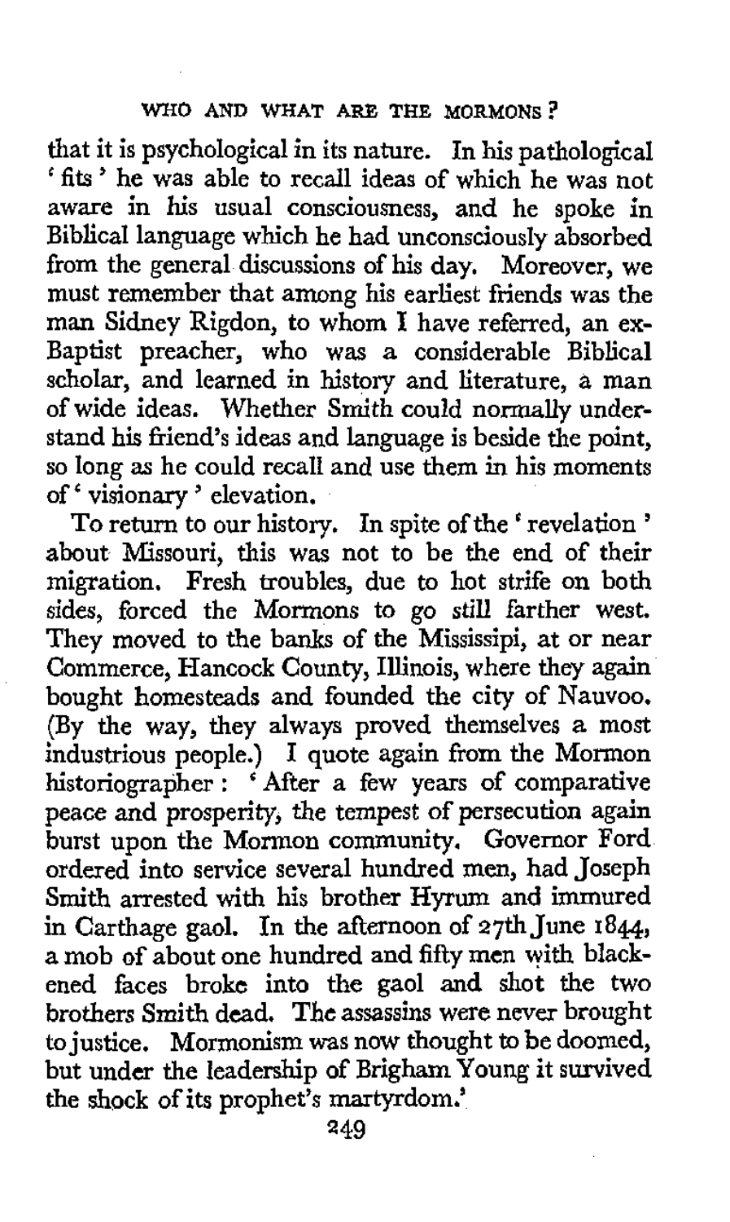that it is psychological in its nature. In his pathological 'fits' he was able to recall ideas of which he was not aware in his usual consciousness, and he spoke in Biblical language which he had unconsciously absorbed from the general discussions of his day. Moreover, we must remember that among his earliest friends was the man Sidney Rigdon, to whom I have referred, an ex-Baptist preacher, who was a considerable Biblical scholar, and learned in history and literature, a man of wide ideas. Whether Smith could normally understand his friend's ideas and language is beside the point, so long as he could recall and use them in his moments of 'visionary' elevation.

To return to our history. In spite of the 'revelation' about Missouri, this was not to be the end of their migration. Fresh troubles, due to hot strife on both sides, forced the Mormons to go still farther west. They moved to the banks of the Mississipi, at or near Commerce, Hancock County, Illinois, where they again bought homesteads and founded the city of Nauvoo. (By the way, they always proved themselves a most industrious people.) I quote again from the Mormon historiographer: 'After a few years of comparative peace and prosperity, the tempest of persecution again burst upon the Mormon community. Governor Ford ordered into service several hundred men, had Joseph Smith arrested with his brother Hyrum and immured in Carthage gaol. In the afternoon of 27th June 1844, a mob of about one hundred and fifty men with blackened faces broke into the gaol and shot the two brothers Smith dead. The assassins were never brought to justice. Mormonism was now thought to be doomed, but under the leadership of Brigham Young it survived the shock of its prophet's martyrdom.'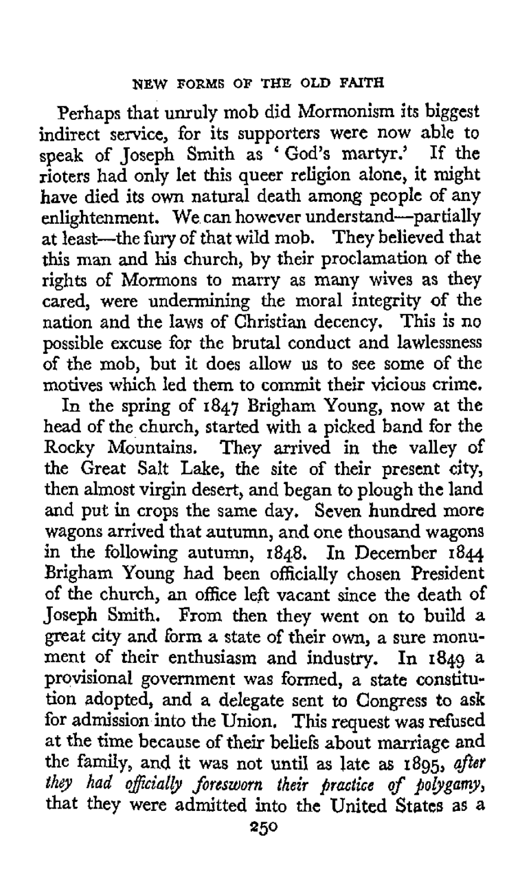Perhaps that unruly mob did Mormonism its biggest indirect service, for its supporters were now able to speak of Joseph Smith as 'God's martyr.' If the rioters had only let this queer religion alone, it might have died its own natural death among people of any enlightenment. We can however understand—partially at least—the fury of that wild mob. They believed that this man and his church, by their proclamation of the rights of Mormons to marry as many wives as they cared, were undermining the moral integrity of the nation and the laws of Christian decency. This is no possible excuse for the brutal conduct and lawlessness of the mob, but it does allow us to see some of the motives which led them to commit their vicious crime.

In the spring of 1847 Brigham Young, now at the head of the church, started with a picked band for the Rocky Mountains. They arrived in the valley of the Great Salt Lake, the site of their present city, then almost virgin desert, and began to plough the land and put in crops the same day. Seven hundred more wagons arrived that autumn, and one thousand wagons in the following autumn, 1848. In December 1844 Brigham Young had been officially chosen President of the church, an office left vacant since the death of Joseph Smith. From then they went on to build a great city and form a state of their own, a sure monument of their enthusiasm and industry. In 1849 a provisional government was formed, a state constitution adopted, and a delegate sent to Congress to ask for admission into the Union. This request was refused at the time because of their beliefs about marriage and the family, and it was not until as late as 1895, *after they had officially foresworn their practice of polygamy,* that they were admitted into the United States as a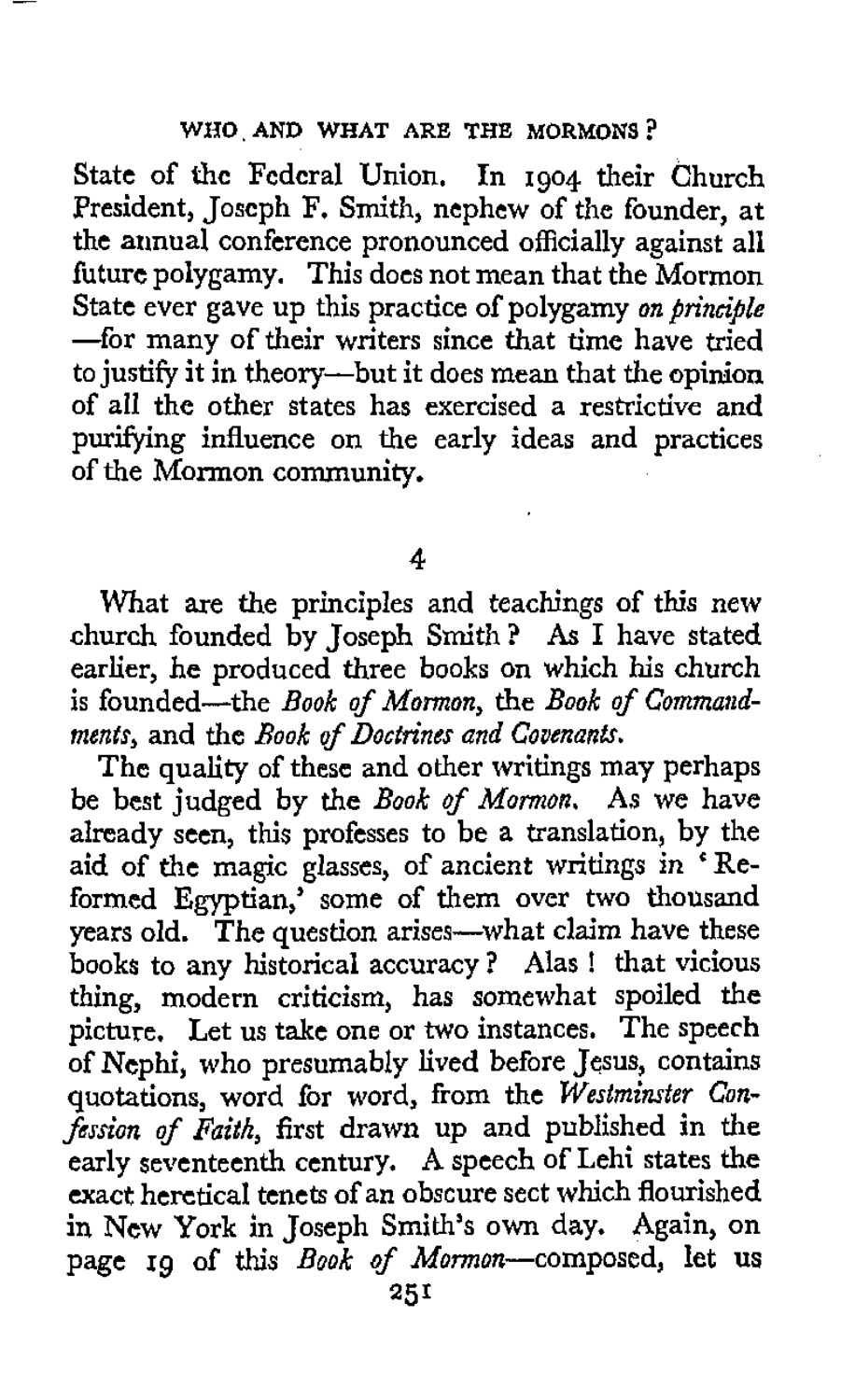State of the Federal Union. In 1904 their Church President, Joseph F. Smith, nephew of the founder, at the annual conference pronounced officially against all future polygamy. This does not mean that the Mormon State ever gave up this practice of polygamy *on principle*—for many of their writers since that time have tried to justify it in theory—but it does mean that the opinion of all the other states has exercised a restrictive and purifying influence on the early ideas and practices of the Mormon community.

4

What are the principles and teachings of this new church founded by Joseph Smith? As I have stated earlier, he produced three books on which his church is founded—the *Book of Mormon*, the *Book of Commandments*, and the *Book of Doctrines and Covenants*.

The quality of these and other writings may perhaps be best judged by the *Book of Mormon*. As we have already seen, this professes to be a translation, by the aid of the magic glasses, of ancient writings in 'Reformed Egyptian,' some of them over two thousand years old. The question arises—what claim have these books to any historical accuracy? Alas! that vicious thing, modern criticism, has somewhat spoiled the picture. Let us take one or two instances. The speech of Nephi, who presumably lived before Jesus, contains quotations, word for word, from the *Westminster Confession of Faith*, first drawn up and published in the early seventeenth century. A speech of Lehi states the exact heretical tenets of an obscure sect which flourished in New York in Joseph Smith's own day. Again, on page 19 of this *Book of Mormon*—composed, let us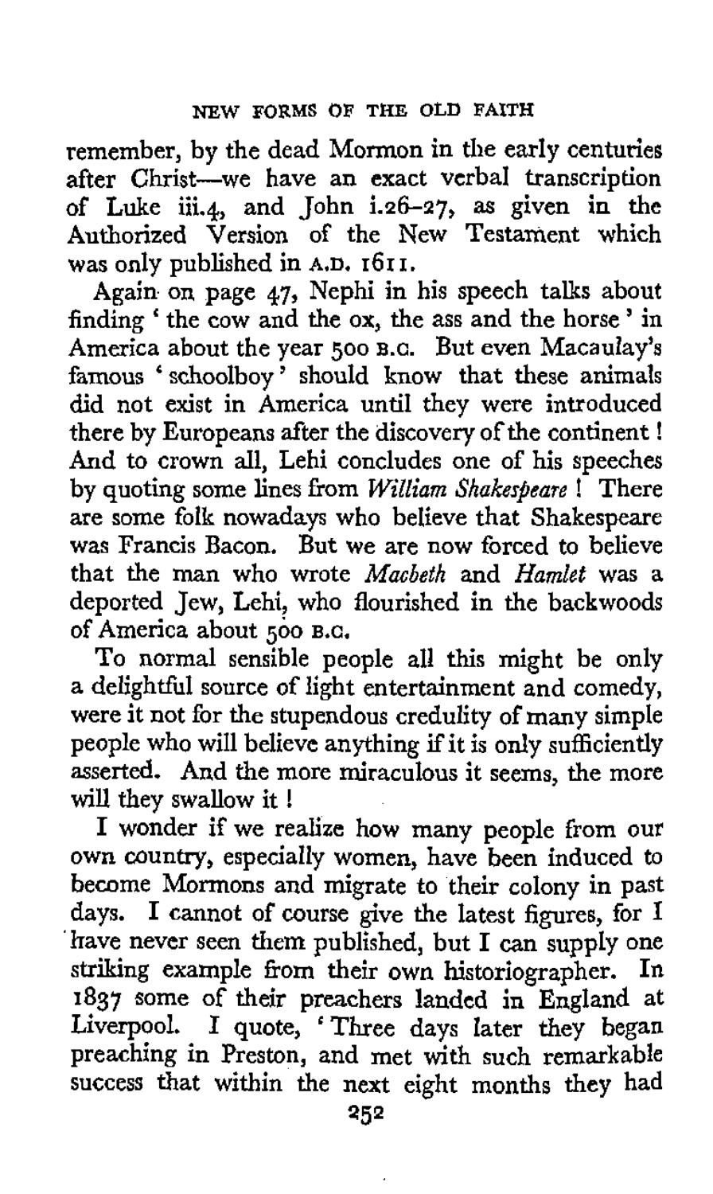remember, by the dead Mormon in the early centuries after Christ—we have an exact verbal transcription of Luke iii.4, and John i.26–27, as given in the Authorized Version of the New Testament which was only published in A.D. 1611.

Again on page 47, Nephi in his speech talks about finding 'the cow and the ox, the ass and the horse' in America about the year 500 B.C. But even Macaulay's famous 'schoolboy' should know that these animals did not exist in America until they were introduced there by Europeans after the discovery of the continent! And to crown all, Lehi concludes one of his speeches by quoting some lines from *William Shakespeare*! There are some folk nowadays who believe that Shakespeare was Francis Bacon. But we are now forced to believe that the man who wrote *Macbeth* and *Hamlet* was a deported Jew, Lehi, who flourished in the backwoods of America about 500 B.C.

To normal sensible people all this might be only a delightful source of light entertainment and comedy, were it not for the stupendous credulity of many simple people who will believe anything if it is only sufficiently asserted. And the more miraculous it seems, the more will they swallow it!

I wonder if we realize how many people from our own country, especially women, have been induced to become Mormons and migrate to their colony in past days. I cannot of course give the latest figures, for I have never seen them published, but I can supply one striking example from their own historiographer. In 1837 some of their preachers landed in England at Liverpool. I quote, 'Three days later they began preaching in Preston, and met with such remarkable success that within the next eight months they had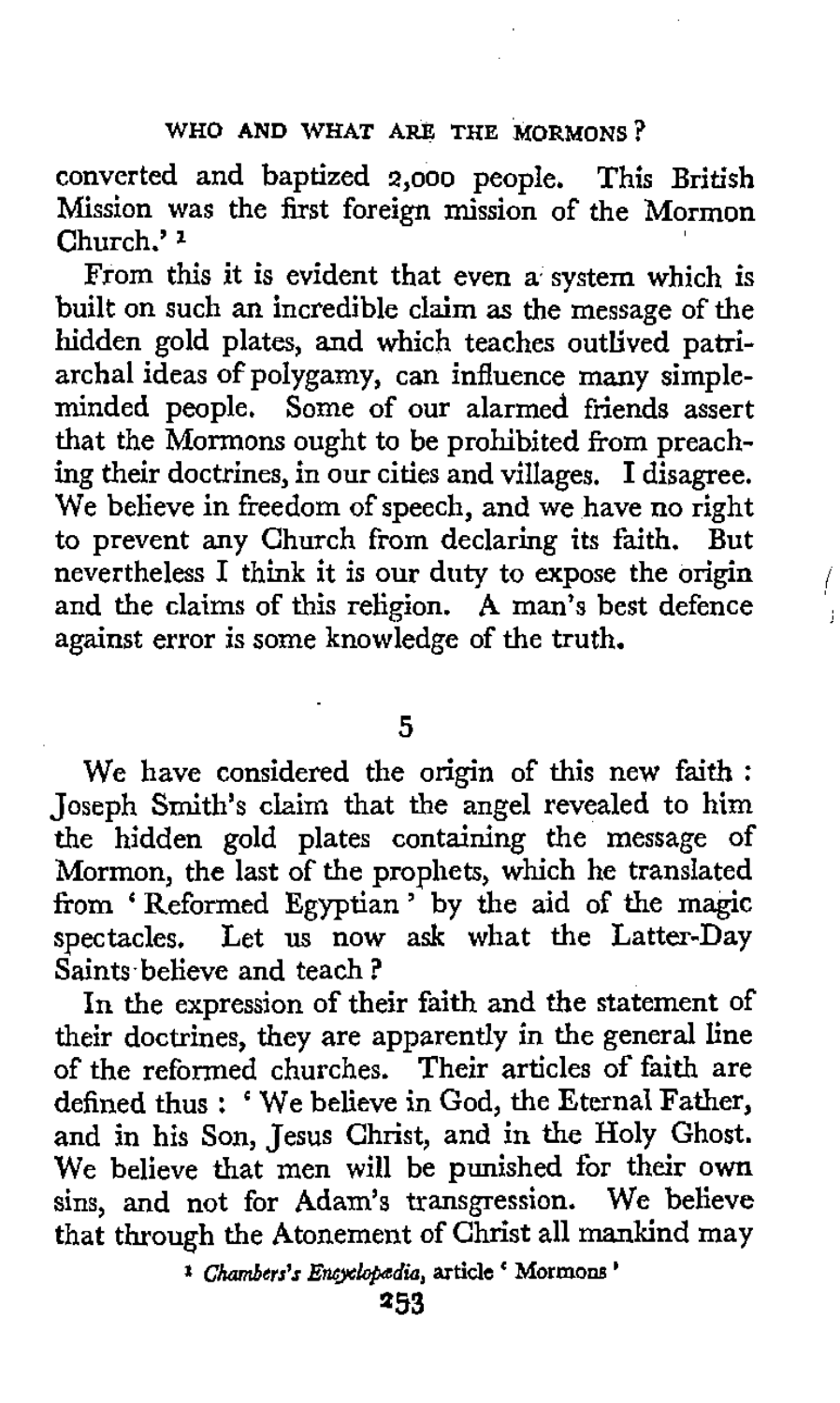converted and baptized 2,000 people. This British Mission was the first foreign mission of the Mormon Church.' [1]

From this it is evident that even a system which is built on such an incredible claim as the message of the hidden gold plates, and which teaches outlived patriarchal ideas of polygamy, can influence many simple-minded people. Some of our alarmed friends assert that the Mormons ought to be prohibited from preaching their doctrines, in our cities and villages. I disagree. We believe in freedom of speech, and we have no right to prevent any Church from declaring its faith. But nevertheless I think it is our duty to expose the origin and the claims of this religion. A man's best defence against error is some knowledge of the truth.

## 5

We have considered the origin of this new faith : Joseph Smith's claim that the angel revealed to him the hidden gold plates containing the message of Mormon, the last of the prophets, which he translated from ' Reformed Egyptian ' by the aid of the magic spectacles. Let us now ask what the Latter-Day Saints believe and teach ?

In the expression of their faith and the statement of their doctrines, they are apparently in the general line of the reformed churches. Their articles of faith are defined thus : ' We believe in God, the Eternal Father, and in his Son, Jesus Christ, and in the Holy Ghost. We believe that men will be punished for their own sins, and not for Adam's transgression. We believe that through the Atonement of Christ all mankind may

[1] *Chambers's Encyclopædia*, article ' Mormons '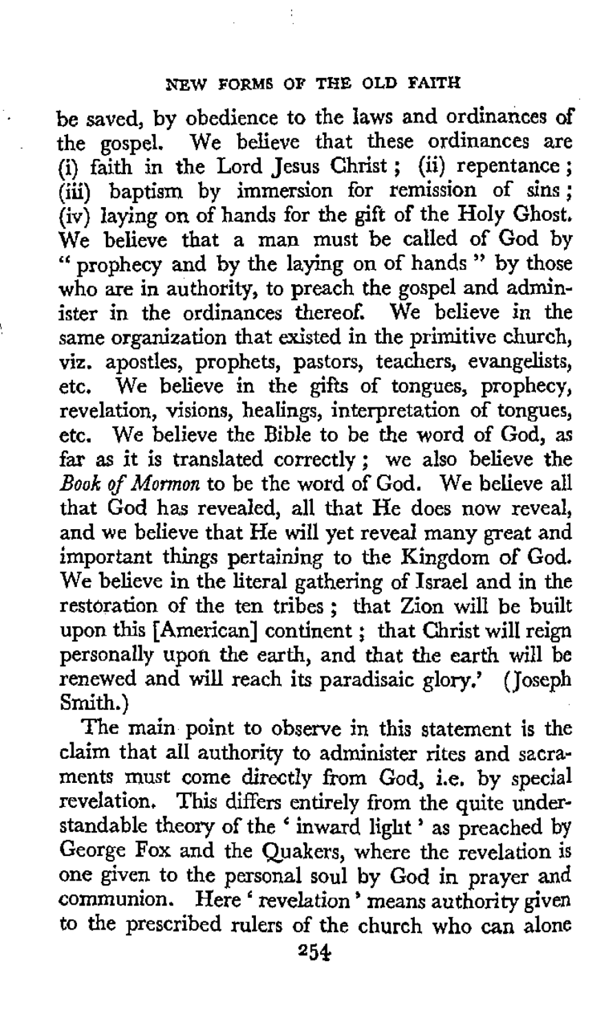be saved, by obedience to the laws and ordinances of the gospel. We believe that these ordinances are (i) faith in the Lord Jesus Christ; (ii) repentance; (iii) baptism by immersion for remission of sins; (iv) laying on of hands for the gift of the Holy Ghost. We believe that a man must be called of God by "prophecy and by the laying on of hands" by those who are in authority, to preach the gospel and administer in the ordinances thereof. We believe in the same organization that existed in the primitive church, viz. apostles, prophets, pastors, teachers, evangelists, etc. We believe in the gifts of tongues, prophecy, revelation, visions, healings, interpretation of tongues, etc. We believe the Bible to be the word of God, as far as it is translated correctly; we also believe the *Book of Mormon* to be the word of God. We believe all that God has revealed, all that He does now reveal, and we believe that He will yet reveal many great and important things pertaining to the Kingdom of God. We believe in the literal gathering of Israel and in the restoration of the ten tribes; that Zion will be built upon this [American] continent; that Christ will reign personally upon the earth, and that the earth will be renewed and will reach its paradisaic glory.' (Joseph Smith.)

The main point to observe in this statement is the claim that all authority to administer rites and sacraments must come directly from God, i.e. by special revelation. This differs entirely from the quite understandable theory of the 'inward light' as preached by George Fox and the Quakers, where the revelation is one given to the personal soul by God in prayer and communion. Here 'revelation' means authority given to the prescribed rulers of the church who can alone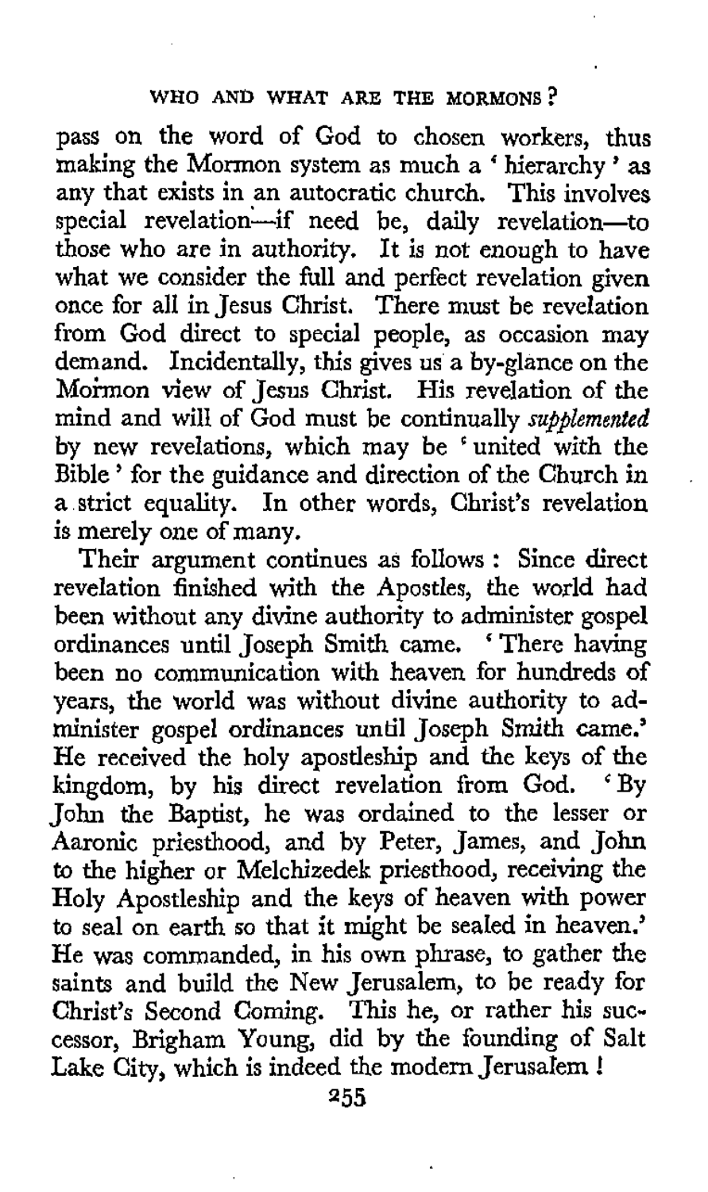pass on the word of God to chosen workers, thus making the Mormon system as much a 'hierarchy' as any that exists in an autocratic church. This involves special revelation—if need be, daily revelation—to those who are in authority. It is not enough to have what we consider the full and perfect revelation given once for all in Jesus Christ. There must be revelation from God direct to special people, as occasion may demand. Incidentally, this gives us a by-glance on the Mormon view of Jesus Christ. His revelation of the mind and will of God must be continually *supplemented* by new revelations, which may be 'united with the Bible' for the guidance and direction of the Church in a strict equality. In other words, Christ's revelation is merely one of many.

Their argument continues as follows: Since direct revelation finished with the Apostles, the world had been without any divine authority to administer gospel ordinances until Joseph Smith came. 'There having been no communication with heaven for hundreds of years, the world was without divine authority to administer gospel ordinances until Joseph Smith came.' He received the holy apostleship and the keys of the kingdom, by his direct revelation from God. 'By John the Baptist, he was ordained to the lesser or Aaronic priesthood, and by Peter, James, and John to the higher or Melchizedek priesthood, receiving the Holy Apostleship and the keys of heaven with power to seal on earth so that it might be sealed in heaven.' He was commanded, in his own phrase, to gather the saints and build the New Jerusalem, to be ready for Christ's Second Coming. This he, or rather his successor, Brigham Young, did by the founding of Salt Lake City, which is indeed the modern Jerusalem!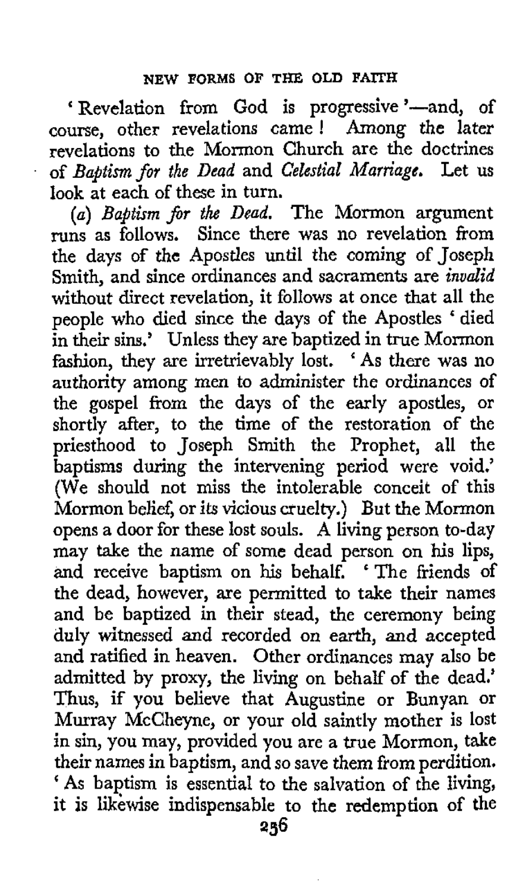'Revelation from God is progressive'—and, of course, other revelations came! Among the later revelations to the Mormon Church are the doctrines of *Baptism for the Dead* and *Celestial Marriage*. Let us look at each of these in turn.

(*a*) *Baptism for the Dead.* The Mormon argument runs as follows. Since there was no revelation from the days of the Apostles until the coming of Joseph Smith, and since ordinances and sacraments are *invalid* without direct revelation, it follows at once that all the people who died since the days of the Apostles 'died in their sins.' Unless they are baptized in true Mormon fashion, they are irretrievably lost. 'As there was no authority among men to administer the ordinances of the gospel from the days of the early apostles, or shortly after, to the time of the restoration of the priesthood to Joseph Smith the Prophet, all the baptisms during the intervening period were void.' (We should not miss the intolerable conceit of this Mormon belief, or its vicious cruelty.) But the Mormon opens a door for these lost souls. A living person to-day may take the name of some dead person on his lips, and receive baptism on his behalf. 'The friends of the dead, however, are permitted to take their names and be baptized in their stead, the ceremony being duly witnessed and recorded on earth, and accepted and ratified in heaven. Other ordinances may also be admitted by proxy, the living on behalf of the dead.' Thus, if you believe that Augustine or Bunyan or Murray McCheyne, or your old saintly mother is lost in sin, you may, provided you are a true Mormon, take their names in baptism, and so save them from perdition. 'As baptism is essential to the salvation of the living, it is likewise indispensable to the redemption of the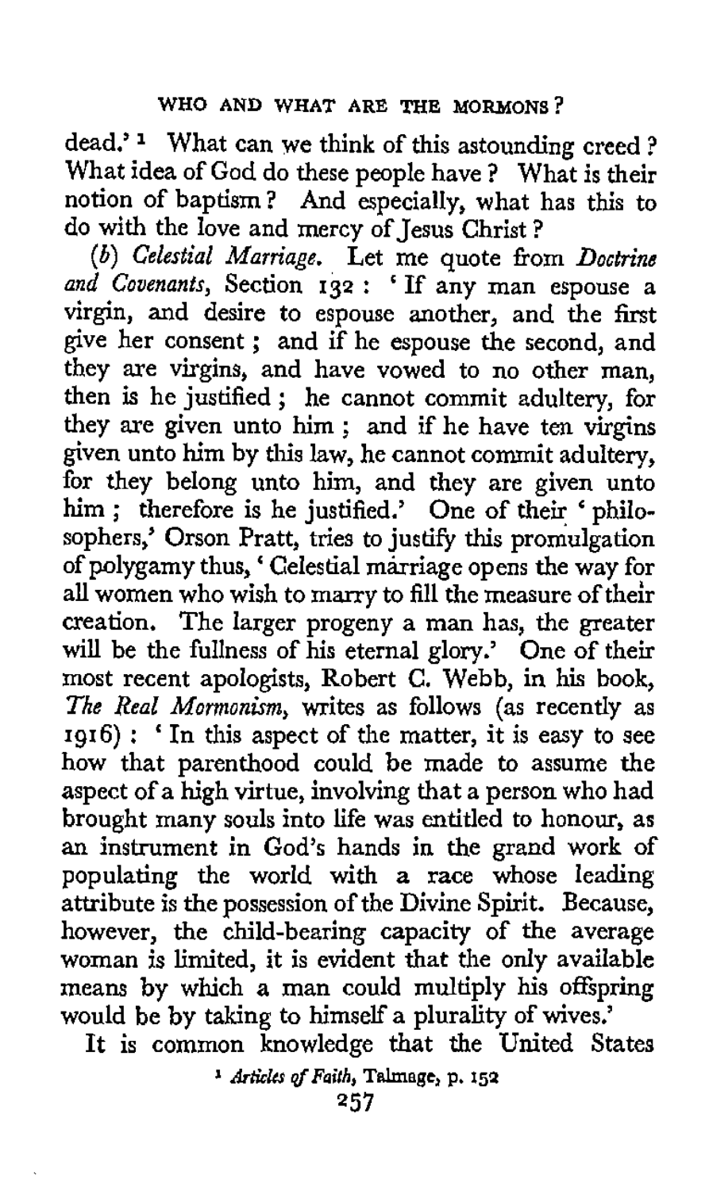dead.'[1] What can we think of this astounding creed? What idea of God do these people have? What is their notion of baptism? And especially, what has this to do with the love and mercy of Jesus Christ?

(*b*) *Celestial Marriage.* Let me quote from *Doctrine and Covenants*, Section 132: 'If any man espouse a virgin, and desire to espouse another, and the first give her consent; and if he espouse the second, and they are virgins, and have vowed to no other man, then is he justified; he cannot commit adultery, for they are given unto him; and if he have ten virgins given unto him by this law, he cannot commit adultery, for they belong unto him, and they are given unto him; therefore is he justified.' One of their 'philosophers,' Orson Pratt, tries to justify this promulgation of polygamy thus, 'Celestial marriage opens the way for all women who wish to marry to fill the measure of their creation. The larger progeny a man has, the greater will be the fullness of his eternal glory.' One of their most recent apologists, Robert C. Webb, in his book, *The Real Mormonism*, writes as follows (as recently as 1916): 'In this aspect of the matter, it is easy to see how that parenthood could be made to assume the aspect of a high virtue, involving that a person who had brought many souls into life was entitled to honour, as an instrument in God's hands in the grand work of populating the world with a race whose leading attribute is the possession of the Divine Spirit. Because, however, the child-bearing capacity of the average woman is limited, it is evident that the only available means by which a man could multiply his offspring would be by taking to himself a plurality of wives.'

It is common knowledge that the United States

[1] *Articles of Faith*, Talmage, p. 152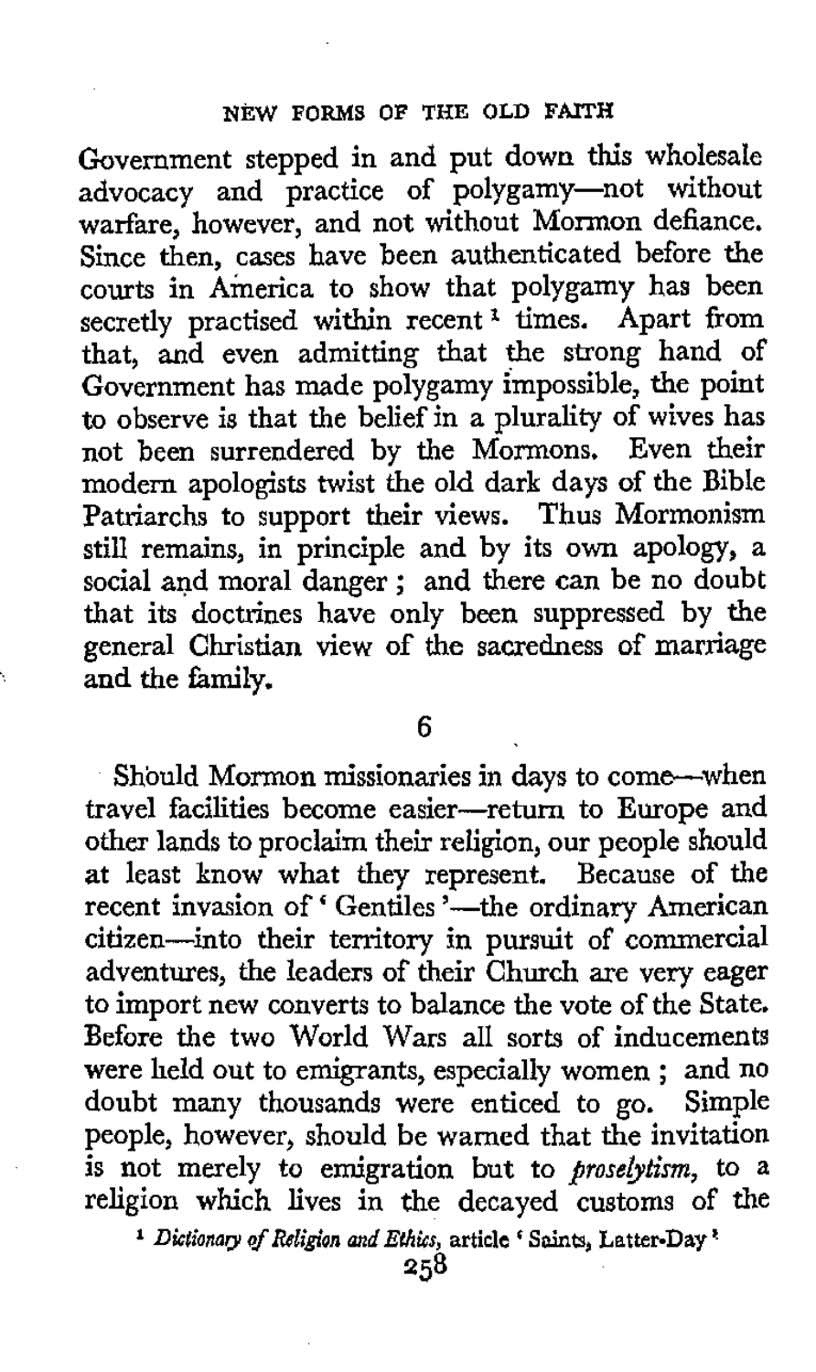Government stepped in and put down this wholesale advocacy and practice of polygamy—not without warfare, however, and not without Mormon defiance. Since then, cases have been authenticated before the courts in America to show that polygamy has been secretly practised within recent [1] times. Apart from that, and even admitting that the strong hand of Government has made polygamy impossible, the point to observe is that the belief in a plurality of wives has not been surrendered by the Mormons. Even their modern apologists twist the old dark days of the Bible Patriarchs to support their views. Thus Mormonism still remains, in principle and by its own apology, a social and moral danger; and there can be no doubt that its doctrines have only been suppressed by the general Christian view of the sacredness of marriage and the family.

6

Should Mormon missionaries in days to come—when travel facilities become easier—return to Europe and other lands to proclaim their religion, our people should at least know what they represent. Because of the recent invasion of 'Gentiles'—the ordinary American citizen—into their territory in pursuit of commercial adventures, the leaders of their Church are very eager to import new converts to balance the vote of the State. Before the two World Wars all sorts of inducements were held out to emigrants, especially women; and no doubt many thousands were enticed to go. Simple people, however, should be warned that the invitation is not merely to emigration but to *proselytism*, to a religion which lives in the decayed customs of the

[1] *Dictionary of Religion and Ethics*, article 'Saints, Latter-Day'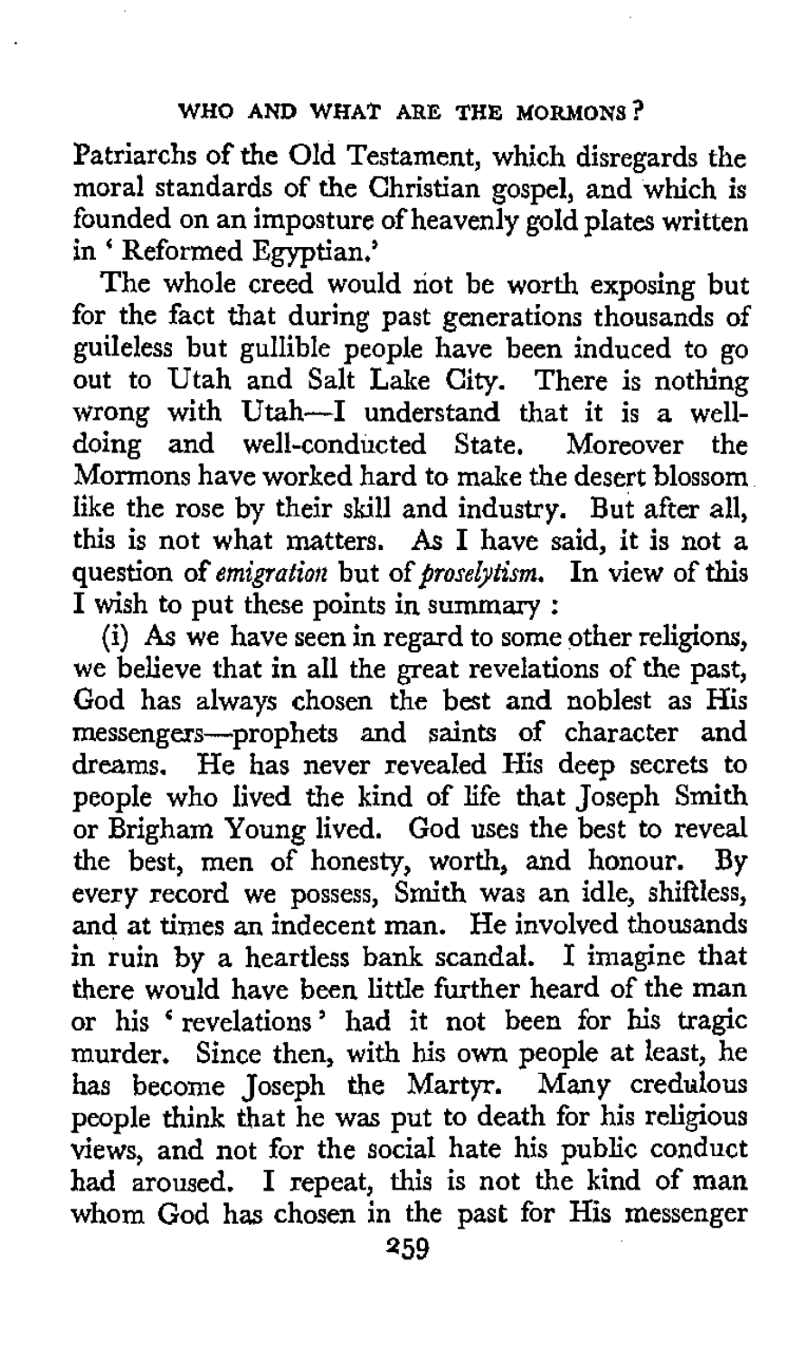Patriarchs of the Old Testament, which disregards the moral standards of the Christian gospel, and which is founded on an imposture of heavenly gold plates written in 'Reformed Egyptian.'

The whole creed would not be worth exposing but for the fact that during past generations thousands of guileless but gullible people have been induced to go out to Utah and Salt Lake City. There is nothing wrong with Utah—I understand that it is a well-doing and well-conducted State. Moreover the Mormons have worked hard to make the desert blossom like the rose by their skill and industry. But after all, this is not what matters. As I have said, it is not a question of *emigration* but of *proselytism*. In view of this I wish to put these points in summary :

(i) As we have seen in regard to some other religions, we believe that in all the great revelations of the past, God has always chosen the best and noblest as His messengers—prophets and saints of character and dreams. He has never revealed His deep secrets to people who lived the kind of life that Joseph Smith or Brigham Young lived. God uses the best to reveal the best, men of honesty, worth, and honour. By every record we possess, Smith was an idle, shiftless, and at times an indecent man. He involved thousands in ruin by a heartless bank scandal. I imagine that there would have been little further heard of the man or his 'revelations' had it not been for his tragic murder. Since then, with his own people at least, he has become Joseph the Martyr. Many credulous people think that he was put to death for his religious views, and not for the social hate his public conduct had aroused. I repeat, this is not the kind of man whom God has chosen in the past for His messenger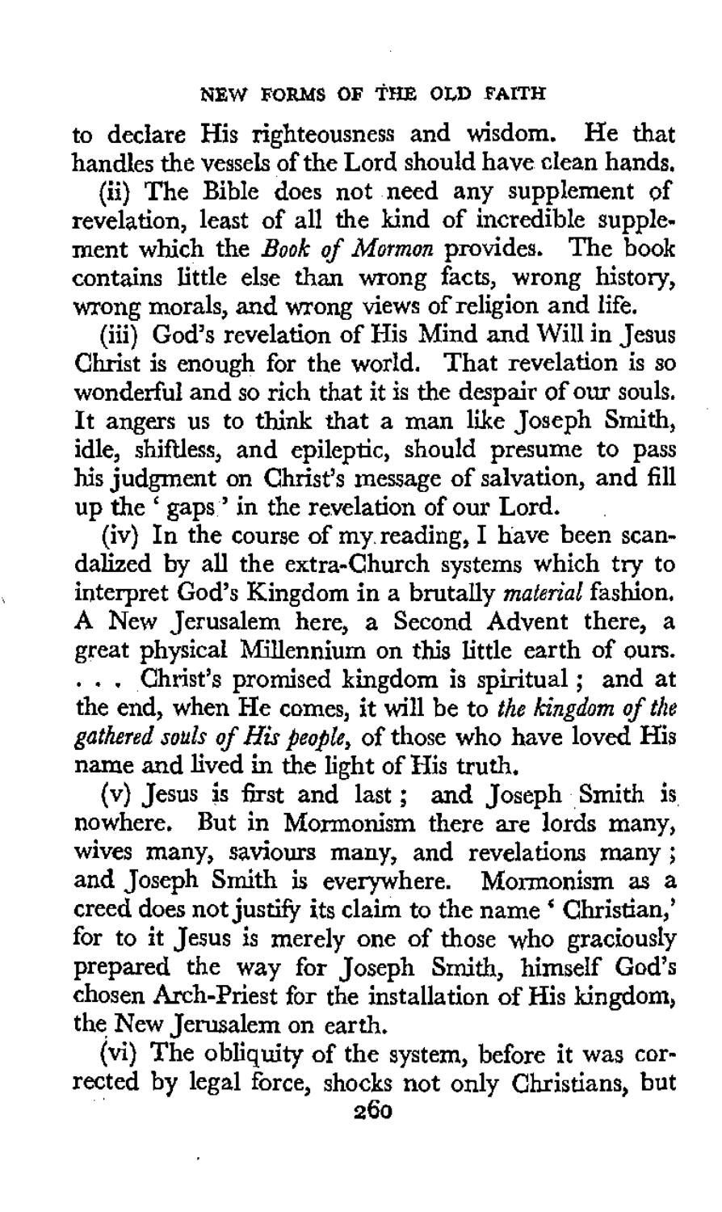to declare His righteousness and wisdom. He that handles the vessels of the Lord should have clean hands.

(ii) The Bible does not need any supplement of revelation, least of all the kind of incredible supplement which the *Book of Mormon* provides. The book contains little else than wrong facts, wrong history, wrong morals, and wrong views of religion and life.

(iii) God's revelation of His Mind and Will in Jesus Christ is enough for the world. That revelation is so wonderful and so rich that it is the despair of our souls. It angers us to think that a man like Joseph Smith, idle, shiftless, and epileptic, should presume to pass his judgment on Christ's message of salvation, and fill up the 'gaps' in the revelation of our Lord.

(iv) In the course of my reading, I have been scandalized by all the extra-Church systems which try to interpret God's Kingdom in a brutally *material* fashion. A New Jerusalem here, a Second Advent there, a great physical Millennium on this little earth of ours. . . . Christ's promised kingdom is spiritual; and at the end, when He comes, it will be to *the kingdom of the gathered souls of His people*, of those who have loved His name and lived in the light of His truth.

(v) Jesus is first and last; and Joseph Smith is nowhere. But in Mormonism there are lords many, wives many, saviours many, and revelations many; and Joseph Smith is everywhere. Mormonism as a creed does not justify its claim to the name 'Christian,' for to it Jesus is merely one of those who graciously prepared the way for Joseph Smith, himself God's chosen Arch-Priest for the installation of His kingdom, the New Jerusalem on earth.

(vi) The obliquity of the system, before it was corrected by legal force, shocks not only Christians, but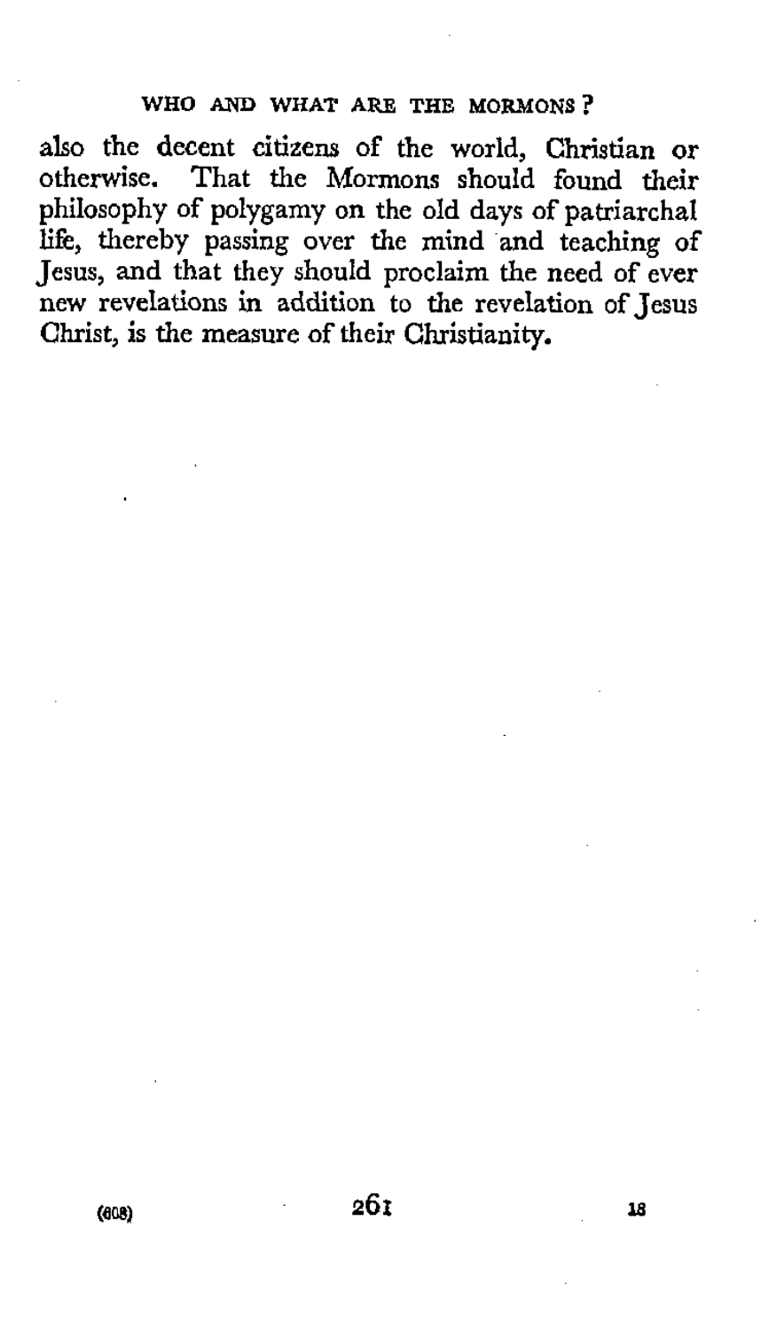also the decent citizens of the world, Christian or otherwise. That the Mormons should found their philosophy of polygamy on the old days of patriarchal life, thereby passing over the mind and teaching of Jesus, and that they should proclaim the need of ever new revelations in addition to the revelation of Jesus Christ, is the measure of their Christianity.